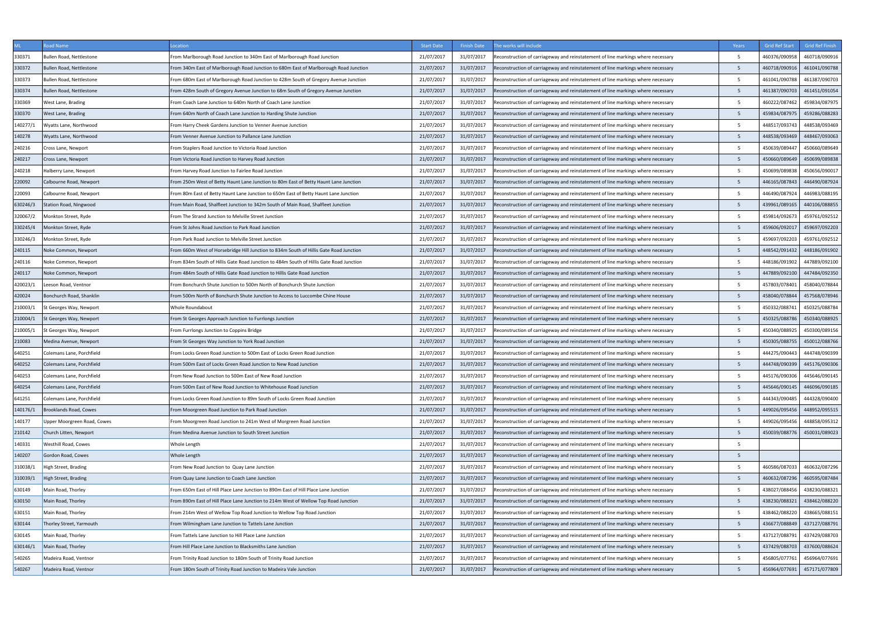| ML | Road Name | Location | Start Date | Finish Date | The works will include | Years | Grid Ref Start | Grid Ref Finish |
|---|---|---|---|---|---|---|---|---|
| 330371 | Bullen Road, Nettlestone | From Marlborough Road Junction to 340m East of Marlborough Road Junction | 21/07/2017 | 31/07/2017 | Reconstruction of carriageway and reinstatement of line markings where necessary | 5 | 460376/090958 | 460718/090916 |
| 330372 | Bullen Road, Nettlestone | From 340m East of Marlborough Road Junction to 680m East of Marlborough Road Junction | 21/07/2017 | 31/07/2017 | Reconstruction of carriageway and reinstatement of line markings where necessary | 5 | 460718/090916 | 461041/090788 |
| 330373 | Bullen Road, Nettlestone | From 680m East of Marlborough Road Junction to 428m South of Gregory Avenue Junction | 21/07/2017 | 31/07/2017 | Reconstruction of carriageway and reinstatement of line markings where necessary | 5 | 461041/090788 | 461387/090703 |
| 330374 | Bullen Road, Nettlestone | From 428m South of Gregory Avenue Junction to 68m South of Gregory Avenue Junction | 21/07/2017 | 31/07/2017 | Reconstruction of carriageway and reinstatement of line markings where necessary | 5 | 461387/090703 | 461451/091054 |
| 330369 | West Lane, Brading | From Coach Lane Junction to 640m North of Coach Lane Junction | 21/07/2017 | 31/07/2017 | Reconstruction of carriageway and reinstatement of line markings where necessary | 5 | 460222/087462 | 459834/087975 |
| 330370 | West Lane, Brading | From 640m North of Coach Lane Junction to Harding Shute Junction | 21/07/2017 | 31/07/2017 | Reconstruction of carriageway and reinstatement of line markings where necessary | 5 | 459834/087975 | 459286/088283 |
| 140277/1 | Wyatts Lane, Northwood | From Harry Cheek Gardens Junction to Venner Avenue Junction | 21/07/2017 | 31/07/2017 | Reconstruction of carriageway and reinstatement of line markings where necessary | 5 | 448517/093743 | 448538/093469 |
| 140278 | Wyatts Lane, Northwood | From Venner Avenue Junction to Pallance Lane Junction | 21/07/2017 | 31/07/2017 | Reconstruction of carriageway and reinstatement of line markings where necessary | 5 | 448538/093469 | 448467/093063 |
| 240216 | Cross Lane, Newport | From Staplers Road Junction to Victoria Road Junction | 21/07/2017 | 31/07/2017 | Reconstruction of carriageway and reinstatement of line markings where necessary | 5 | 450639/089447 | 450660/089649 |
| 240217 | Cross Lane, Newport | From Victoria Road Junction to Harvey Road Junction | 21/07/2017 | 31/07/2017 | Reconstruction of carriageway and reinstatement of line markings where necessary | 5 | 450660/089649 | 450699/089838 |
| 240218 | Halberry Lane, Newport | From Harvey Road Junction to Fairlee Road Junction | 21/07/2017 | 31/07/2017 | Reconstruction of carriageway and reinstatement of line markings where necessary | 5 | 450699/089838 | 450656/090017 |
| 220092 | Calbourne Road, Newport | From 250m West of Betty Haunt Lane Junction to 80m East of Betty Haunt Lane Junction | 21/07/2017 | 31/07/2017 | Reconstruction of carriageway and reinstatement of line markings where necessary | 5 | 446165/087843 | 446490/087924 |
| 220093 | Calbourne Road, Newport | From 80m East of Betty Haunt Lane Junction to 650m East of Betty Haunt Lane Junction | 21/07/2017 | 31/07/2017 | Reconstruction of carriageway and reinstatement of line markings where necessary | 5 | 446490/087924 | 446983/088195 |
| 630246/3 | Station Road, Ningwood | From Main Road, Shalfleet Junction to 342m South of Main Road, Shalfleet Junction | 21/07/2017 | 31/07/2017 | Reconstruction of carriageway and reinstatement of line markings where necessary | 5 | 439961/089165 | 440106/088855 |
| 320067/2 | Monkton Street, Ryde | From The Strand Junction to Melville Street Junction | 21/07/2017 | 31/07/2017 | Reconstruction of carriageway and reinstatement of line markings where necessary | 5 | 459814/092673 | 459761/092512 |
| 330245/4 | Monkton Street, Ryde | From St Johns Road Junction to Park Road Junction | 21/07/2017 | 31/07/2017 | Reconstruction of carriageway and reinstatement of line markings where necessary | 5 | 459606/092017 | 459697/092203 |
| 330246/3 | Monkton Street, Ryde | From Park Road Junction to Melville Street Junction | 21/07/2017 | 31/07/2017 | Reconstruction of carriageway and reinstatement of line markings where necessary | 5 | 459697/092203 | 459761/092512 |
| 240115 | Noke Common, Newport | From 660m West of Horsebridge Hill Junction to 834m South of Hillis Gate Road Junction | 21/07/2017 | 31/07/2017 | Reconstruction of carriageway and reinstatement of line markings where necessary | 5 | 448542/091432 | 448186/091902 |
| 240116 | Noke Common, Newport | From 834m South of Hillis Gate Road Junction to 484m South of Hillis Gate Road Junction | 21/07/2017 | 31/07/2017 | Reconstruction of carriageway and reinstatement of line markings where necessary | 5 | 448186/091902 | 447889/092100 |
| 240117 | Noke Common, Newport | From 484m South of Hillis Gate Road Junction to Hillis Gate Road Junction | 21/07/2017 | 31/07/2017 | Reconstruction of carriageway and reinstatement of line markings where necessary | 5 | 447889/092100 | 447484/092350 |
| 420023/1 | Leeson Road, Ventnor | From Bonchurch Shute Junction to 500m North of Bonchurch Shute Junction | 21/07/2017 | 31/07/2017 | Reconstruction of carriageway and reinstatement of line markings where necessary | 5 | 457803/078401 | 458040/078844 |
| 420024 | Bonchurch Road, Shanklin | From 500m North of Bonchurch Shute Junction to Access to Luccombe Chine House | 21/07/2017 | 31/07/2017 | Reconstruction of carriageway and reinstatement of line markings where necessary | 5 | 458040/078844 | 457568/078946 |
| 210003/1 | St Georges Way, Newport | Whole Roundabout | 21/07/2017 | 31/07/2017 | Reconstruction of carriageway and reinstatement of line markings where necessary | 5 | 450332/088741 | 450325/088784 |
| 210004/1 | St Georges Way, Newport | From St Georges Approach Junction to Furrlongs Junction | 21/07/2017 | 31/07/2017 | Reconstruction of carriageway and reinstatement of line markings where necessary | 5 | 450325/088786 | 450340/088925 |
| 210005/1 | St Georges Way, Newport | From Furrlongs Junction to Coppins Bridge | 21/07/2017 | 31/07/2017 | Reconstruction of carriageway and reinstatement of line markings where necessary | 5 | 450340/088925 | 450300/089156 |
| 210083 | Medina Avenue, Newport | From St Georges Way Junction to York Road Junction | 21/07/2017 | 31/07/2017 | Reconstruction of carriageway and reinstatement of line markings where necessary | 5 | 450305/088755 | 450012/088766 |
| 640251 | Colemans Lane, Porchfield | From Locks Green Road Junction to 500m East of Locks Green Road Junction | 21/07/2017 | 31/07/2017 | Reconstruction of carriageway and reinstatement of line markings where necessary | 5 | 444275/090443 | 444748/090399 |
| 640252 | Colemans Lane, Porchfield | From 500m East of Locks Green Road Junction to New Road Junction | 21/07/2017 | 31/07/2017 | Reconstruction of carriageway and reinstatement of line markings where necessary | 5 | 444748/090399 | 445176/090306 |
| 640253 | Colemans Lane, Porchfield | From New Road Junction to 500m East of New Road Junction | 21/07/2017 | 31/07/2017 | Reconstruction of carriageway and reinstatement of line markings where necessary | 5 | 445176/090306 | 445646/090145 |
| 640254 | Colemans Lane, Porchfield | From 500m East of New Road Junction to Whitehouse Road Junction | 21/07/2017 | 31/07/2017 | Reconstruction of carriageway and reinstatement of line markings where necessary | 5 | 445646/090145 | 446096/090185 |
| 641251 | Colemans Lane, Porchfield | From Locks Green Road Junction to 89m South of Locks Green Road Junction | 21/07/2017 | 31/07/2017 | Reconstruction of carriageway and reinstatement of line markings where necessary | 5 | 444343/090485 | 444328/090400 |
| 140176/1 | Brooklands Road, Cowes | From Moorgreen Road Junction to Park Road Junction | 21/07/2017 | 31/07/2017 | Reconstruction of carriageway and reinstatement of line markings where necessary | 5 | 449026/095456 | 448952/095515 |
| 140177 | Upper Moorgreen Road, Cowes | From Moorgreen Road Junction to 241m West of Morgreen Road Junction | 21/07/2017 | 31/07/2017 | Reconstruction of carriageway and reinstatement of line markings where necessary | 5 | 449026/095456 | 448858/095312 |
| 210142 | Church Litten, Newport | From Medina Avenue Junction to South Street Junction | 21/07/2017 | 31/07/2017 | Reconstruction of carriageway and reinstatement of line markings where necessary | 5 | 450039/088776 | 450031/089023 |
| 140331 | Westhill Road, Cowes | Whole Length | 21/07/2017 | 31/07/2017 | Reconstruction of carriageway and reinstatement of line markings where necessary | 5 | | |
| 140207 | Gordon Road, Cowes | Whole Length | 21/07/2017 | 31/07/2017 | Reconstruction of carriageway and reinstatement of line markings where necessary | 5 | | |
| 310038/1 | High Street, Brading | From New Road Junction to Quay Lane Junction | 21/07/2017 | 31/07/2017 | Reconstruction of carriageway and reinstatement of line markings where necessary | 5 | 460586/087033 | 460632/087296 |
| 310039/1 | High Street, Brading | From Quay Lane Junction to Coach Lane Junction | 21/07/2017 | 31/07/2017 | Reconstruction of carriageway and reinstatement of line markings where necessary | 5 | 460632/087296 | 460595/087484 |
| 630149 | Main Road, Thorley | From 650m East of Hill Place Lane Junction to 890m East of Hill Place Lane Junction | 21/07/2017 | 31/07/2017 | Reconstruction of carriageway and reinstatement of line markings where necessary | 5 | 438027/088456 | 438230/088321 |
| 630150 | Main Road, Thorley | From 890m East of Hill Place Lane Junction to 214m West of Wellow Top Road Junction | 21/07/2017 | 31/07/2017 | Reconstruction of carriageway and reinstatement of line markings where necessary | 5 | 438230/088321 | 438462/088220 |
| 630151 | Main Road, Thorley | From 214m West of Wellow Top Road Junction to Wellow Top Road Junction | 21/07/2017 | 31/07/2017 | Reconstruction of carriageway and reinstatement of line markings where necessary | 5 | 438462/088220 | 438665/088151 |
| 630144 | Thorley Street, Yarmouth | From Wilmingham Lane Junction to Tattels Lane Junction | 21/07/2017 | 31/07/2017 | Reconstruction of carriageway and reinstatement of line markings where necessary | 5 | 436677/088849 | 437127/088791 |
| 630145 | Main Road, Thorley | From Tattels Lane Junction to Hill Place Lane Junction | 21/07/2017 | 31/07/2017 | Reconstruction of carriageway and reinstatement of line markings where necessary | 5 | 437127/088791 | 437429/088703 |
| 630146/1 | Main Road, Thorley | From Hill Place Lane Junction to Blacksmiths Lane Junction | 21/07/2017 | 31/07/2017 | Reconstruction of carriageway and reinstatement of line markings where necessary | 5 | 437429/088703 | 437600/088624 |
| 540265 | Madeira Road, Ventnor | From Trinity Road Junction to 180m South of Trinity Road Junction | 21/07/2017 | 31/07/2017 | Reconstruction of carriageway and reinstatement of line markings where necessary | 5 | 456805/077761 | 456964/077691 |
| 540267 | Madeira Road, Ventnor | From 180m South of Trinity Road Junction to Madeira Vale Junction | 21/07/2017 | 31/07/2017 | Reconstruction of carriageway and reinstatement of line markings where necessary | 5 | 456964/077691 | 457171/077809 |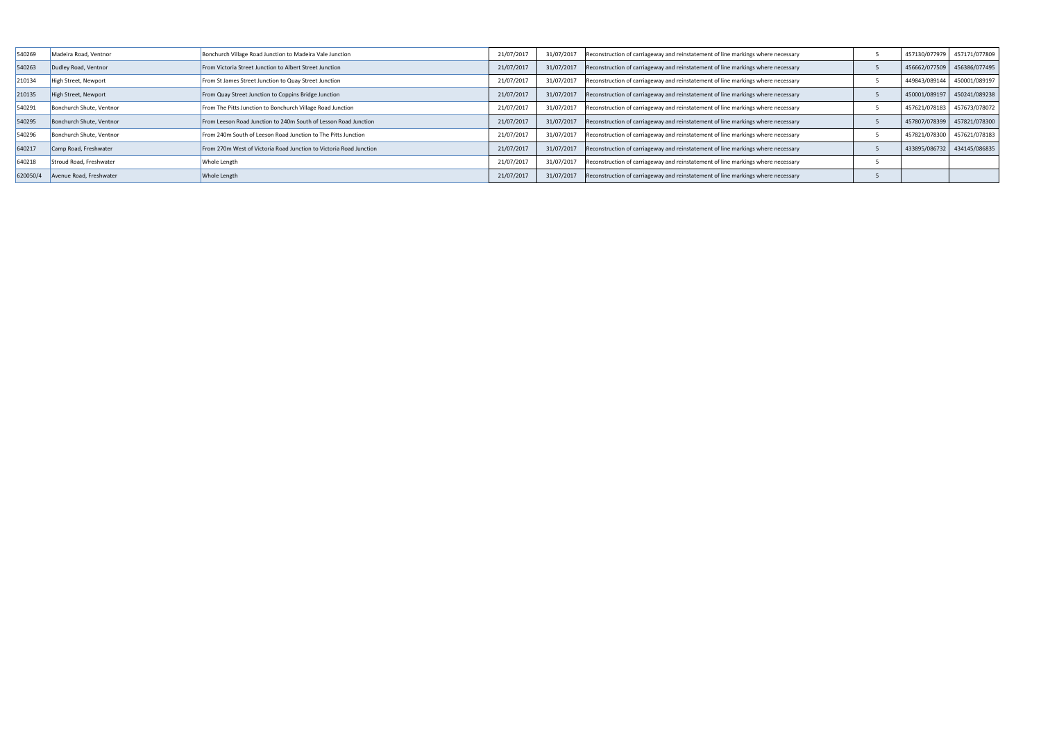| | | | | | | | | |
|---|---|---|---|---|---|---|---|---|
| 540269 | Madeira Road, Ventnor | Bonchurch Village Road Junction to Madeira Vale Junction | 21/07/2017 | 31/07/2017 | Reconstruction of carriageway and reinstatement of line markings where necessary | 5 | 457130/077979 | 457171/077809 |
| 540263 | Dudley Road, Ventnor | From Victoria Street Junction to Albert Street Junction | 21/07/2017 | 31/07/2017 | Reconstruction of carriageway and reinstatement of line markings where necessary | 5 | 456662/077509 | 456386/077495 |
| 210134 | High Street, Newport | From St James Street Junction to Quay Street Junction | 21/07/2017 | 31/07/2017 | Reconstruction of carriageway and reinstatement of line markings where necessary | 5 | 449843/089144 | 450001/089197 |
| 210135 | High Street, Newport | From Quay Street Junction to Coppins Bridge Junction | 21/07/2017 | 31/07/2017 | Reconstruction of carriageway and reinstatement of line markings where necessary | 5 | 450001/089197 | 450241/089238 |
| 540291 | Bonchurch Shute, Ventnor | From The Pitts Junction to Bonchurch Village Road Junction | 21/07/2017 | 31/07/2017 | Reconstruction of carriageway and reinstatement of line markings where necessary | 5 | 457621/078183 | 457673/078072 |
| 540295 | Bonchurch Shute, Ventnor | From Leeson Road Junction to 240m South of Lesson Road Junction | 21/07/2017 | 31/07/2017 | Reconstruction of carriageway and reinstatement of line markings where necessary | 5 | 457807/078399 | 457821/078300 |
| 540296 | Bonchurch Shute, Ventnor | From 240m South of Leeson Road Junction to The Pitts Junction | 21/07/2017 | 31/07/2017 | Reconstruction of carriageway and reinstatement of line markings where necessary | 5 | 457821/078300 | 457621/078183 |
| 640217 | Camp Road, Freshwater | From 270m West of Victoria Road Junction to Victoria Road Junction | 21/07/2017 | 31/07/2017 | Reconstruction of carriageway and reinstatement of line markings where necessary | 5 | 433895/086732 | 434145/086835 |
| 640218 | Stroud Road, Freshwater | Whole Length | 21/07/2017 | 31/07/2017 | Reconstruction of carriageway and reinstatement of line markings where necessary | 5 | | |
| 620050/4 | Avenue Road, Freshwater | Whole Length | 21/07/2017 | 31/07/2017 | Reconstruction of carriageway and reinstatement of line markings where necessary | 5 | | |